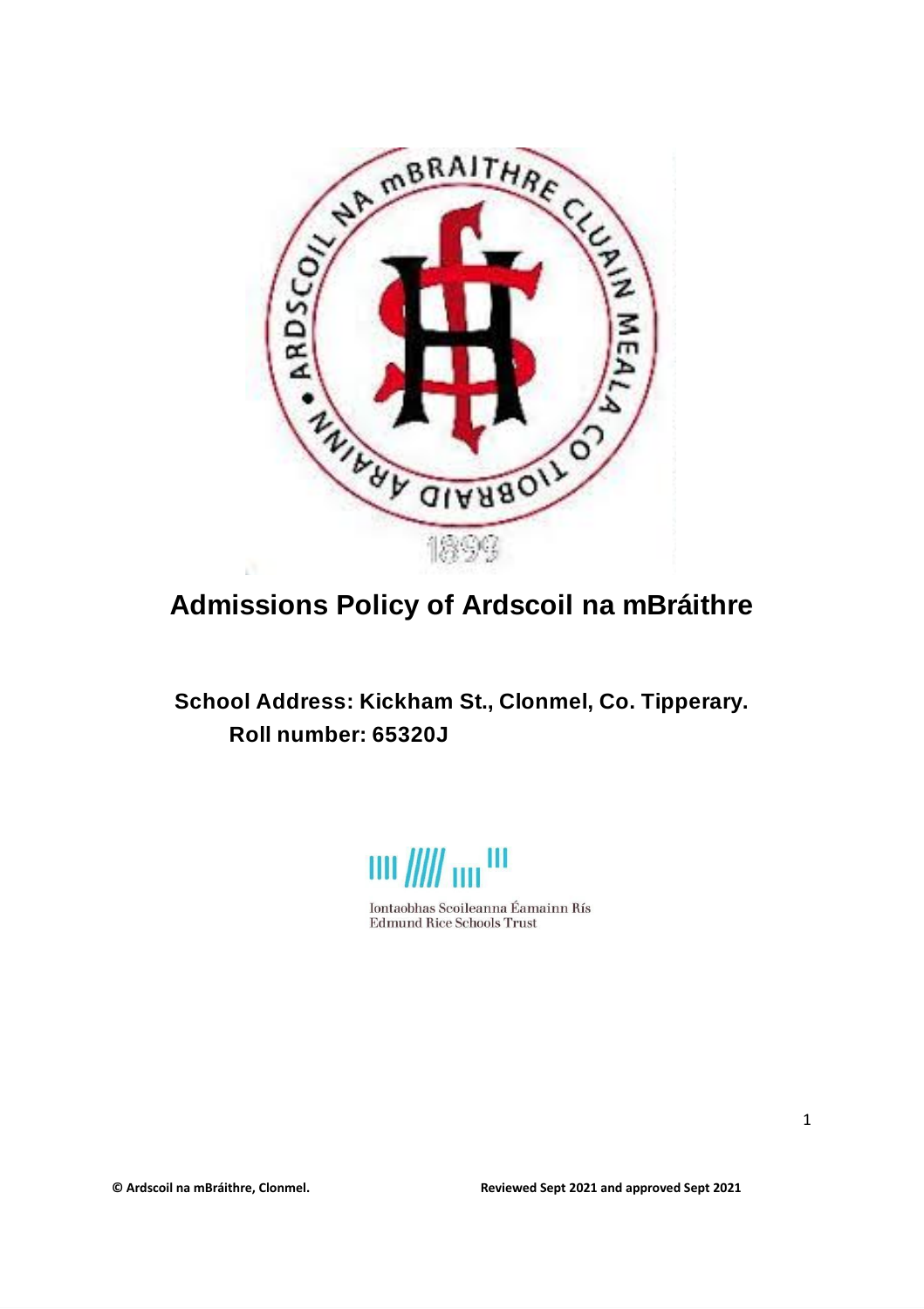# Admissions Policy of Ardscoil na mBráithre

**School Address: Kickham St., Clonmel, Co. Tipperary.**

**Roll number: 65320J**

Iontaobhas Scoileanna Éamainn Rís
Edmund Rice Schools Trust

**© Ardscoil na mBráithre, Clonmel.** **Reviewed Sept 2021 and approved Sept 2021**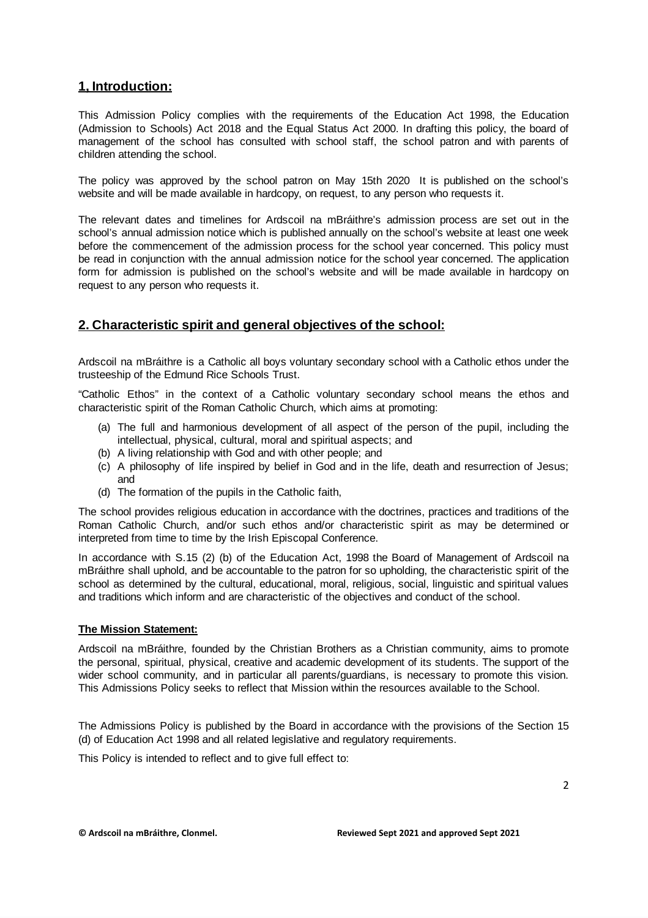## 1, Introduction:

This Admission Policy complies with the requirements of the Education Act 1998, the Education (Admission to Schools) Act 2018 and the Equal Status Act 2000. In drafting this policy, the board of management of the school has consulted with school staff, the school patron and with parents of children attending the school.

The policy was approved by the school patron on May 15th 2020 It is published on the school's website and will be made available in hardcopy, on request, to any person who requests it.

The relevant dates and timelines for Ardscoil na mBráithre's admission process are set out in the school's annual admission notice which is published annually on the school's website at least one week before the commencement of the admission process for the school year concerned. This policy must be read in conjunction with the annual admission notice for the school year concerned. The application form for admission is published on the school's website and will be made available in hardcopy on request to any person who requests it.

## 2. Characteristic spirit and general objectives of the school:

Ardscoil na mBráithre is a Catholic all boys voluntary secondary school with a Catholic ethos under the trusteeship of the Edmund Rice Schools Trust.

"Catholic Ethos" in the context of a Catholic voluntary secondary school means the ethos and characteristic spirit of the Roman Catholic Church, which aims at promoting:

(a) The full and harmonious development of all aspect of the person of the pupil, including the intellectual, physical, cultural, moral and spiritual aspects; and
(b) A living relationship with God and with other people; and
(c) A philosophy of life inspired by belief in God and in the life, death and resurrection of Jesus; and
(d) The formation of the pupils in the Catholic faith,

The school provides religious education in accordance with the doctrines, practices and traditions of the Roman Catholic Church, and/or such ethos and/or characteristic spirit as may be determined or interpreted from time to time by the Irish Episcopal Conference.

In accordance with S.15 (2) (b) of the Education Act, 1998 the Board of Management of Ardscoil na mBráithre shall uphold, and be accountable to the patron for so upholding, the characteristic spirit of the school as determined by the cultural, educational, moral, religious, social, linguistic and spiritual values and traditions which inform and are characteristic of the objectives and conduct of the school.

**The Mission Statement:**

Ardscoil na mBráithre, founded by the Christian Brothers as a Christian community, aims to promote the personal, spiritual, physical, creative and academic development of its students. The support of the wider school community, and in particular all parents/guardians, is necessary to promote this vision. This Admissions Policy seeks to reflect that Mission within the resources available to the School.

The Admissions Policy is published by the Board in accordance with the provisions of the Section 15 (d) of Education Act 1998 and all related legislative and regulatory requirements.

This Policy is intended to reflect and to give full effect to: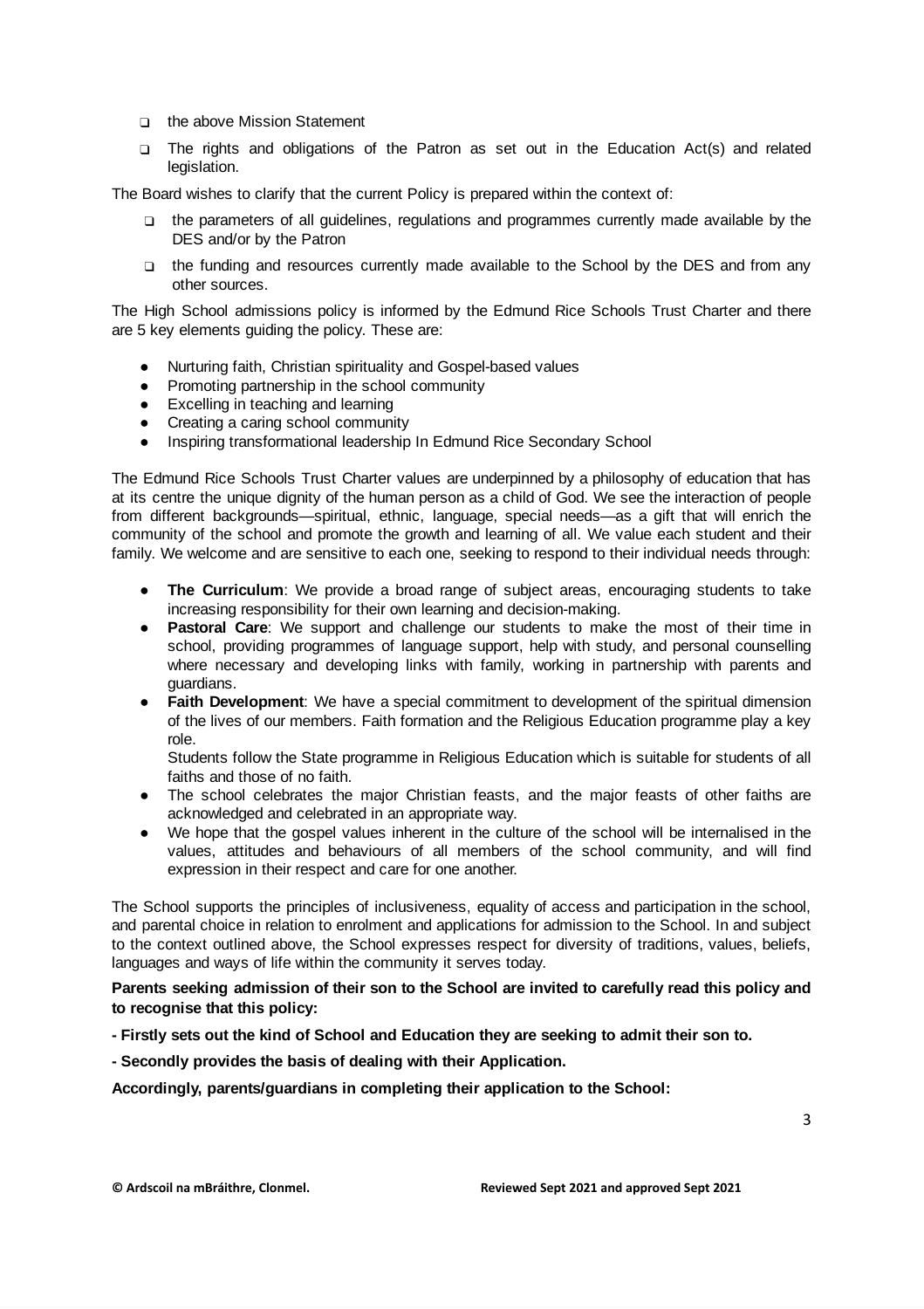- the above Mission Statement
- The rights and obligations of the Patron as set out in the Education Act(s) and related legislation.

The Board wishes to clarify that the current Policy is prepared within the context of:

- the parameters of all guidelines, regulations and programmes currently made available by the DES and/or by the Patron
- the funding and resources currently made available to the School by the DES and from any other sources.

The High School admissions policy is informed by the Edmund Rice Schools Trust Charter and there are 5 key elements guiding the policy. These are:

- Nurturing faith, Christian spirituality and Gospel-based values
- Promoting partnership in the school community
- Excelling in teaching and learning
- Creating a caring school community
- Inspiring transformational leadership In Edmund Rice Secondary School

The Edmund Rice Schools Trust Charter values are underpinned by a philosophy of education that has at its centre the unique dignity of the human person as a child of God. We see the interaction of people from different backgrounds—spiritual, ethnic, language, special needs—as a gift that will enrich the community of the school and promote the growth and learning of all. We value each student and their family. We welcome and are sensitive to each one, seeking to respond to their individual needs through:

- **The Curriculum**: We provide a broad range of subject areas, encouraging students to take increasing responsibility for their own learning and decision-making.
- **Pastoral Care**: We support and challenge our students to make the most of their time in school, providing programmes of language support, help with study, and personal counselling where necessary and developing links with family, working in partnership with parents and guardians.
- **Faith Development**: We have a special commitment to development of the spiritual dimension of the lives of our members. Faith formation and the Religious Education programme play a key role.

  Students follow the State programme in Religious Education which is suitable for students of all faiths and those of no faith.
- The school celebrates the major Christian feasts, and the major feasts of other faiths are acknowledged and celebrated in an appropriate way.
- We hope that the gospel values inherent in the culture of the school will be internalised in the values, attitudes and behaviours of all members of the school community, and will find expression in their respect and care for one another.

The School supports the principles of inclusiveness, equality of access and participation in the school, and parental choice in relation to enrolment and applications for admission to the School. In and subject to the context outlined above, the School expresses respect for diversity of traditions, values, beliefs, languages and ways of life within the community it serves today.

**Parents seeking admission of their son to the School are invited to carefully read this policy and to recognise that this policy:**

**- Firstly sets out the kind of School and Education they are seeking to admit their son to.**

**- Secondly provides the basis of dealing with their Application.**

**Accordingly, parents/guardians in completing their application to the School:**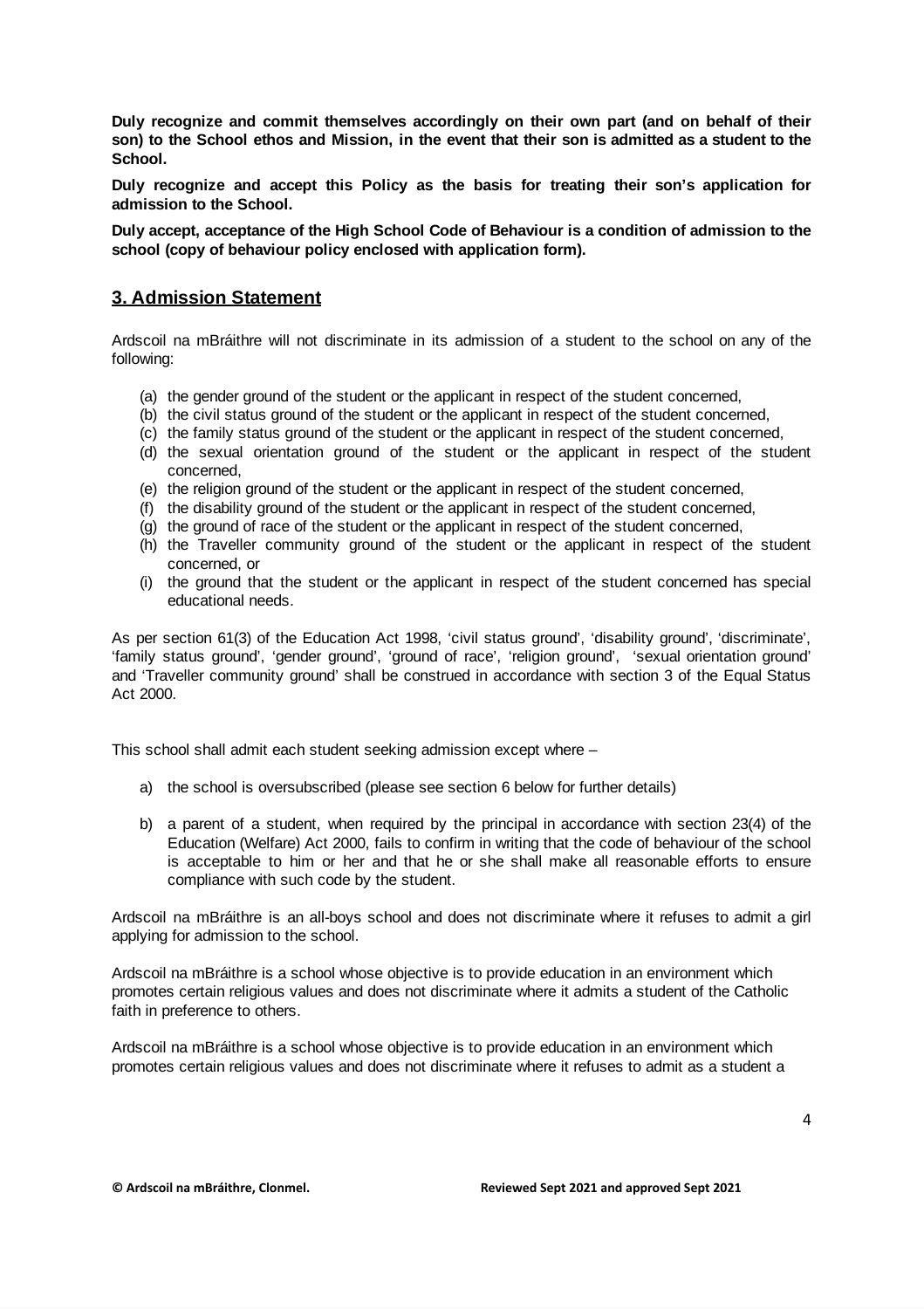**Duly recognize and commit themselves accordingly on their own part (and on behalf of their son) to the School ethos and Mission, in the event that their son is admitted as a student to the School.**

**Duly recognize and accept this Policy as the basis for treating their son's application for admission to the School.**

**Duly accept, acceptance of the High School Code of Behaviour is a condition of admission to the school (copy of behaviour policy enclosed with application form).**

## 3. Admission Statement

Ardscoil na mBráithre will not discriminate in its admission of a student to the school on any of the following:

(a) the gender ground of the student or the applicant in respect of the student concerned,
(b) the civil status ground of the student or the applicant in respect of the student concerned,
(c) the family status ground of the student or the applicant in respect of the student concerned,
(d) the sexual orientation ground of the student or the applicant in respect of the student concerned,
(e) the religion ground of the student or the applicant in respect of the student concerned,
(f) the disability ground of the student or the applicant in respect of the student concerned,
(g) the ground of race of the student or the applicant in respect of the student concerned,
(h) the Traveller community ground of the student or the applicant in respect of the student concerned, or
(i) the ground that the student or the applicant in respect of the student concerned has special educational needs.

As per section 61(3) of the Education Act 1998, 'civil status ground', 'disability ground', 'discriminate', 'family status ground', 'gender ground', 'ground of race', 'religion ground', 'sexual orientation ground' and 'Traveller community ground' shall be construed in accordance with section 3 of the Equal Status Act 2000.

This school shall admit each student seeking admission except where –

a) the school is oversubscribed (please see section 6 below for further details)

b) a parent of a student, when required by the principal in accordance with section 23(4) of the Education (Welfare) Act 2000, fails to confirm in writing that the code of behaviour of the school is acceptable to him or her and that he or she shall make all reasonable efforts to ensure compliance with such code by the student.

Ardscoil na mBráithre is an all-boys school and does not discriminate where it refuses to admit a girl applying for admission to the school.

Ardscoil na mBráithre is a school whose objective is to provide education in an environment which promotes certain religious values and does not discriminate where it admits a student of the Catholic faith in preference to others.

Ardscoil na mBráithre is a school whose objective is to provide education in an environment which promotes certain religious values and does not discriminate where it refuses to admit as a student a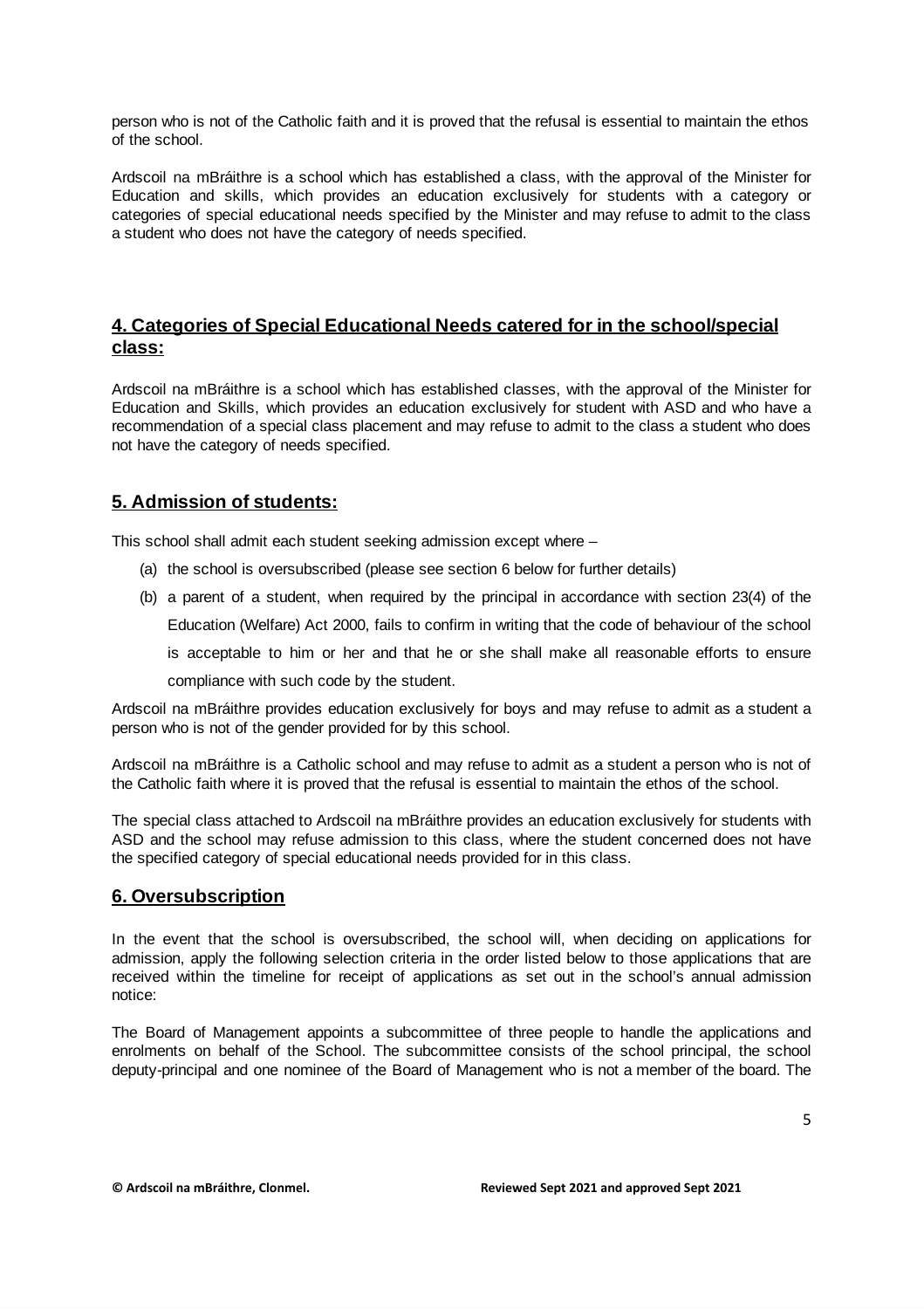person who is not of the Catholic faith and it is proved that the refusal is essential to maintain the ethos of the school.

Ardscoil na mBráithre is a school which has established a class, with the approval of the Minister for Education and skills, which provides an education exclusively for students with a category or categories of special educational needs specified by the Minister and may refuse to admit to the class a student who does not have the category of needs specified.

## 4. Categories of Special Educational Needs catered for in the school/special class:

Ardscoil na mBráithre is a school which has established classes, with the approval of the Minister for Education and Skills, which provides an education exclusively for student with ASD and who have a recommendation of a special class placement and may refuse to admit to the class a student who does not have the category of needs specified.

## 5. Admission of students:

This school shall admit each student seeking admission except where –

(a) the school is oversubscribed (please see section 6 below for further details)

(b) a parent of a student, when required by the principal in accordance with section 23(4) of the Education (Welfare) Act 2000, fails to confirm in writing that the code of behaviour of the school is acceptable to him or her and that he or she shall make all reasonable efforts to ensure compliance with such code by the student.

Ardscoil na mBráithre provides education exclusively for boys and may refuse to admit as a student a person who is not of the gender provided for by this school.

Ardscoil na mBráithre is a Catholic school and may refuse to admit as a student a person who is not of the Catholic faith where it is proved that the refusal is essential to maintain the ethos of the school.

The special class attached to Ardscoil na mBráithre provides an education exclusively for students with ASD and the school may refuse admission to this class, where the student concerned does not have the specified category of special educational needs provided for in this class.

## 6. Oversubscription

In the event that the school is oversubscribed, the school will, when deciding on applications for admission, apply the following selection criteria in the order listed below to those applications that are received within the timeline for receipt of applications as set out in the school's annual admission notice:

The Board of Management appoints a subcommittee of three people to handle the applications and enrolments on behalf of the School. The subcommittee consists of the school principal, the school deputy-principal and one nominee of the Board of Management who is not a member of the board. The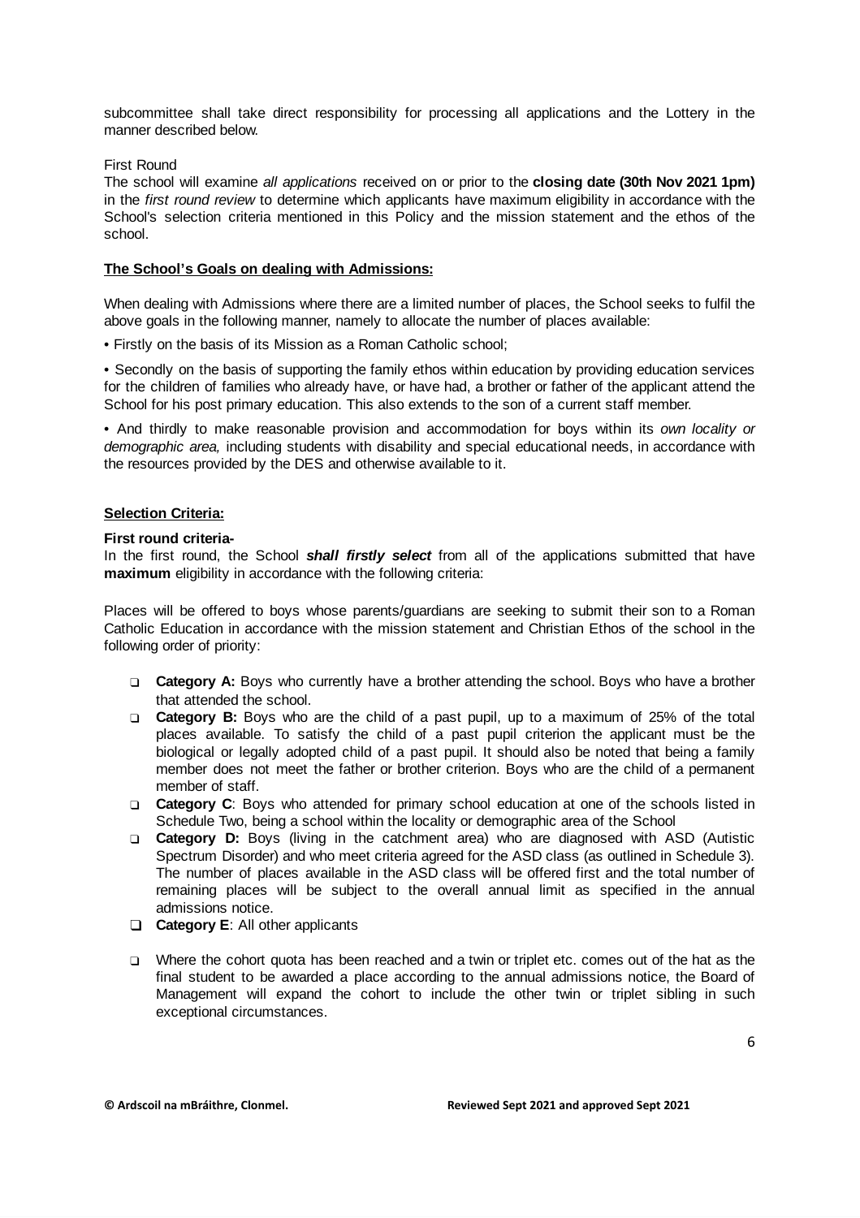subcommittee shall take direct responsibility for processing all applications and the Lottery in the manner described below.

First Round
The school will examine *all applications* received on or prior to the **closing date (30th Nov 2021 1pm)** in the *first round review* to determine which applicants have maximum eligibility in accordance with the School's selection criteria mentioned in this Policy and the mission statement and the ethos of the school.

**The School's Goals on dealing with Admissions:**

When dealing with Admissions where there are a limited number of places, the School seeks to fulfil the above goals in the following manner, namely to allocate the number of places available:

• Firstly on the basis of its Mission as a Roman Catholic school;

• Secondly on the basis of supporting the family ethos within education by providing education services for the children of families who already have, or have had, a brother or father of the applicant attend the School for his post primary education. This also extends to the son of a current staff member.

• And thirdly to make reasonable provision and accommodation for boys within its *own locality or demographic area,* including students with disability and special educational needs, in accordance with the resources provided by the DES and otherwise available to it.

**Selection Criteria:**

**First round criteria-**
In the first round, the School ***shall firstly select*** from all of the applications submitted that have **maximum** eligibility in accordance with the following criteria:

Places will be offered to boys whose parents/guardians are seeking to submit their son to a Roman Catholic Education in accordance with the mission statement and Christian Ethos of the school in the following order of priority:

- **Category A:** Boys who currently have a brother attending the school. Boys who have a brother that attended the school.
- **Category B:** Boys who are the child of a past pupil, up to a maximum of 25% of the total places available. To satisfy the child of a past pupil criterion the applicant must be the biological or legally adopted child of a past pupil. It should also be noted that being a family member does not meet the father or brother criterion. Boys who are the child of a permanent member of staff.
- **Category C**: Boys who attended for primary school education at one of the schools listed in Schedule Two, being a school within the locality or demographic area of the School
- **Category D:** Boys (living in the catchment area) who are diagnosed with ASD (Autistic Spectrum Disorder) and who meet criteria agreed for the ASD class (as outlined in Schedule 3). The number of places available in the ASD class will be offered first and the total number of remaining places will be subject to the overall annual limit as specified in the annual admissions notice.
- **Category E**: All other applicants
- Where the cohort quota has been reached and a twin or triplet etc. comes out of the hat as the final student to be awarded a place according to the annual admissions notice, the Board of Management will expand the cohort to include the other twin or triplet sibling in such exceptional circumstances.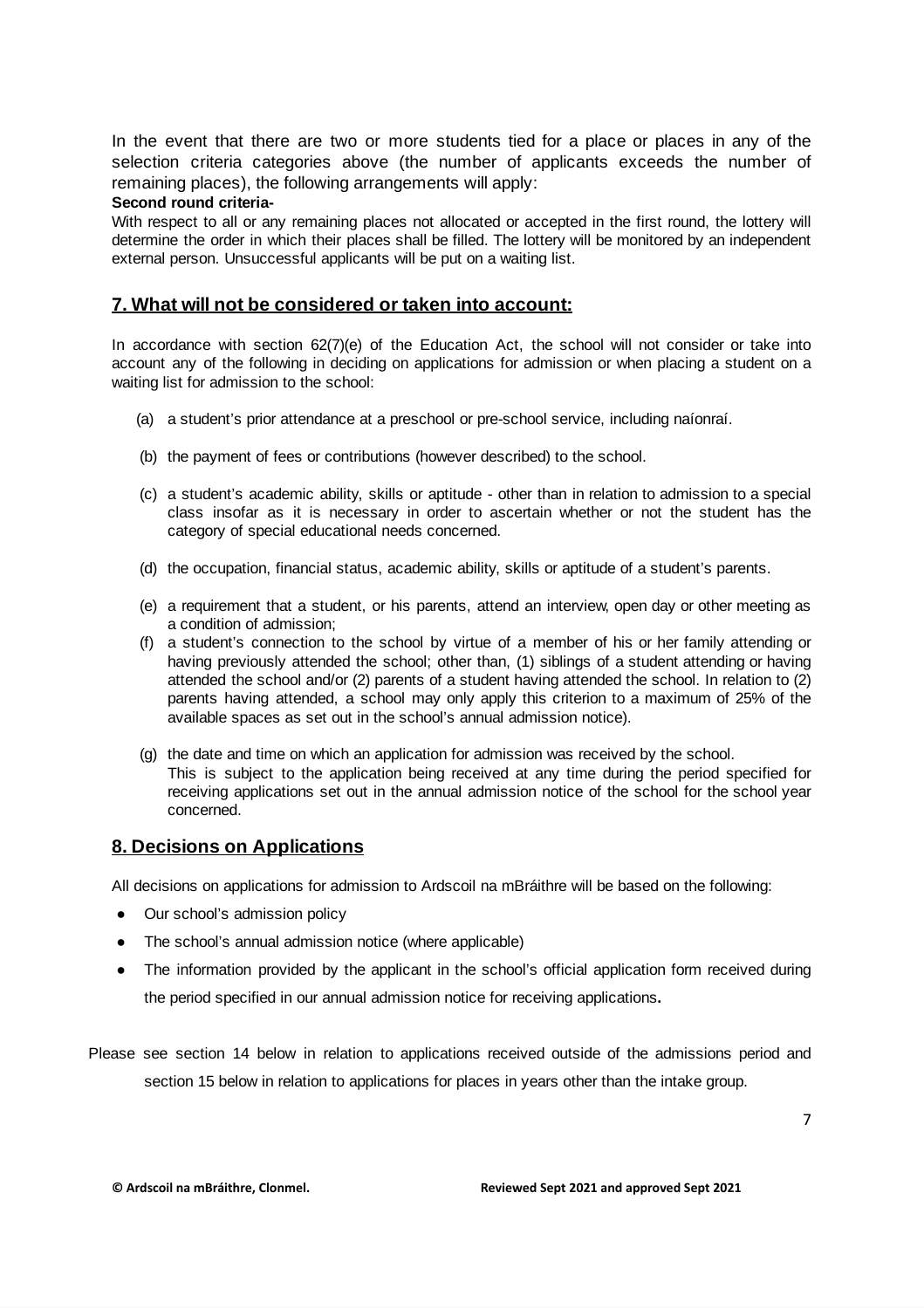In the event that there are two or more students tied for a place or places in any of the selection criteria categories above (the number of applicants exceeds the number of remaining places), the following arrangements will apply:

**Second round criteria-**

With respect to all or any remaining places not allocated or accepted in the first round, the lottery will determine the order in which their places shall be filled. The lottery will be monitored by an independent external person. Unsuccessful applicants will be put on a waiting list.

## 7. What will not be considered or taken into account:

In accordance with section 62(7)(e) of the Education Act, the school will not consider or take into account any of the following in deciding on applications for admission or when placing a student on a waiting list for admission to the school:

(a) a student's prior attendance at a preschool or pre-school service, including naíonraí.

(b) the payment of fees or contributions (however described) to the school.

(c) a student's academic ability, skills or aptitude - other than in relation to admission to a special class insofar as it is necessary in order to ascertain whether or not the student has the category of special educational needs concerned.

(d) the occupation, financial status, academic ability, skills or aptitude of a student's parents.

(e) a requirement that a student, or his parents, attend an interview, open day or other meeting as a condition of admission;

(f) a student's connection to the school by virtue of a member of his or her family attending or having previously attended the school; other than, (1) siblings of a student attending or having attended the school and/or (2) parents of a student having attended the school. In relation to (2) parents having attended, a school may only apply this criterion to a maximum of 25% of the available spaces as set out in the school's annual admission notice).

(g) the date and time on which an application for admission was received by the school. This is subject to the application being received at any time during the period specified for receiving applications set out in the annual admission notice of the school for the school year concerned.

## 8. Decisions on Applications

All decisions on applications for admission to Ardscoil na mBráithre will be based on the following:

- Our school's admission policy
- The school's annual admission notice (where applicable)
- The information provided by the applicant in the school's official application form received during the period specified in our annual admission notice for receiving applications**.**

Please see section 14 below in relation to applications received outside of the admissions period and section 15 below in relation to applications for places in years other than the intake group.

**© Ardscoil na mBráithre, Clonmel.** **Reviewed Sept 2021 and approved Sept 2021**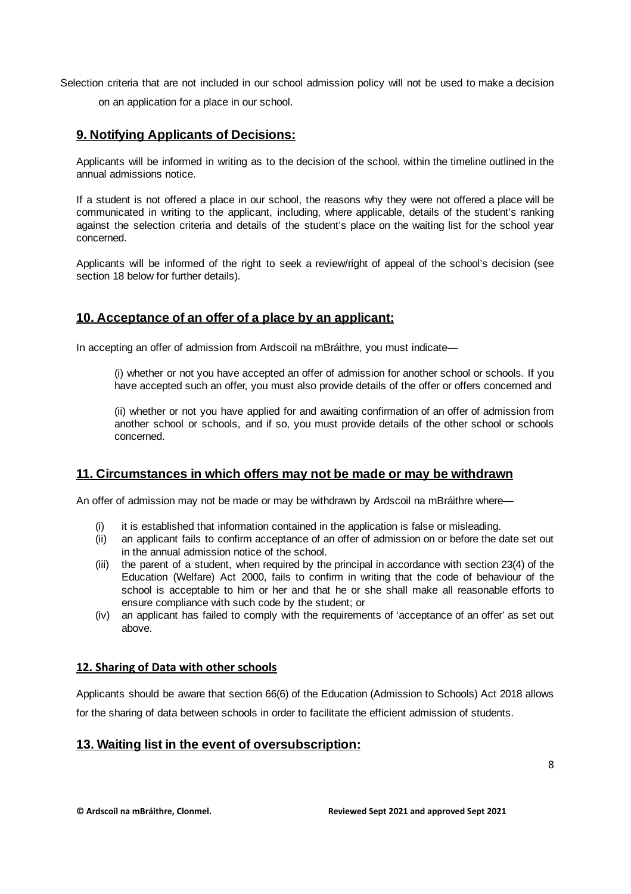Selection criteria that are not included in our school admission policy will not be used to make a decision on an application for a place in our school.

## 9. Notifying Applicants of Decisions:

Applicants will be informed in writing as to the decision of the school, within the timeline outlined in the annual admissions notice.

If a student is not offered a place in our school, the reasons why they were not offered a place will be communicated in writing to the applicant, including, where applicable, details of the student's ranking against the selection criteria and details of the student's place on the waiting list for the school year concerned.

Applicants will be informed of the right to seek a review/right of appeal of the school's decision (see section 18 below for further details).

## 10. Acceptance of an offer of a place by an applicant:

In accepting an offer of admission from Ardscoil na mBráithre, you must indicate—

(i) whether or not you have accepted an offer of admission for another school or schools. If you have accepted such an offer, you must also provide details of the offer or offers concerned and

(ii) whether or not you have applied for and awaiting confirmation of an offer of admission from another school or schools, and if so, you must provide details of the other school or schools concerned.

## 11. Circumstances in which offers may not be made or may be withdrawn

An offer of admission may not be made or may be withdrawn by Ardscoil na mBráithre where—

(i) it is established that information contained in the application is false or misleading.

(ii) an applicant fails to confirm acceptance of an offer of admission on or before the date set out in the annual admission notice of the school.

(iii) the parent of a student, when required by the principal in accordance with section 23(4) of the Education (Welfare) Act 2000, fails to confirm in writing that the code of behaviour of the school is acceptable to him or her and that he or she shall make all reasonable efforts to ensure compliance with such code by the student; or

(iv) an applicant has failed to comply with the requirements of 'acceptance of an offer' as set out above.

## 12. Sharing of Data with other schools

Applicants should be aware that section 66(6) of the Education (Admission to Schools) Act 2018 allows for the sharing of data between schools in order to facilitate the efficient admission of students.

## 13. Waiting list in the event of oversubscription: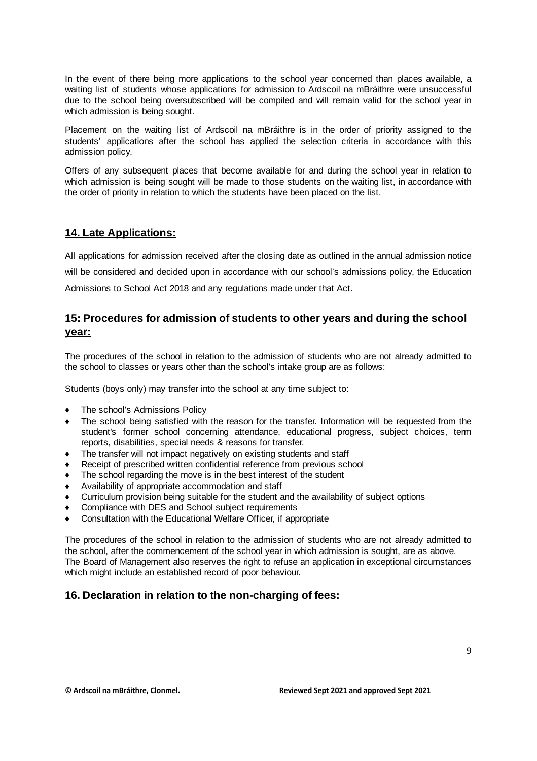In the event of there being more applications to the school year concerned than places available, a waiting list of students whose applications for admission to Ardscoil na mBráithre were unsuccessful due to the school being oversubscribed will be compiled and will remain valid for the school year in which admission is being sought.

Placement on the waiting list of Ardscoil na mBráithre is in the order of priority assigned to the students' applications after the school has applied the selection criteria in accordance with this admission policy.

Offers of any subsequent places that become available for and during the school year in relation to which admission is being sought will be made to those students on the waiting list, in accordance with the order of priority in relation to which the students have been placed on the list.

## 14. Late Applications:

All applications for admission received after the closing date as outlined in the annual admission notice will be considered and decided upon in accordance with our school's admissions policy, the Education Admissions to School Act 2018 and any regulations made under that Act.

## 15: Procedures for admission of students to other years and during the school year:

The procedures of the school in relation to the admission of students who are not already admitted to the school to classes or years other than the school's intake group are as follows:

Students (boys only) may transfer into the school at any time subject to:

- The school's Admissions Policy
- The school being satisfied with the reason for the transfer. Information will be requested from the student's former school concerning attendance, educational progress, subject choices, term reports, disabilities, special needs & reasons for transfer.
- The transfer will not impact negatively on existing students and staff
- Receipt of prescribed written confidential reference from previous school
- The school regarding the move is in the best interest of the student
- Availability of appropriate accommodation and staff
- Curriculum provision being suitable for the student and the availability of subject options
- Compliance with DES and School subject requirements
- Consultation with the Educational Welfare Officer, if appropriate

The procedures of the school in relation to the admission of students who are not already admitted to the school, after the commencement of the school year in which admission is sought, are as above. The Board of Management also reserves the right to refuse an application in exceptional circumstances which might include an established record of poor behaviour.

## 16. Declaration in relation to the non-charging of fees: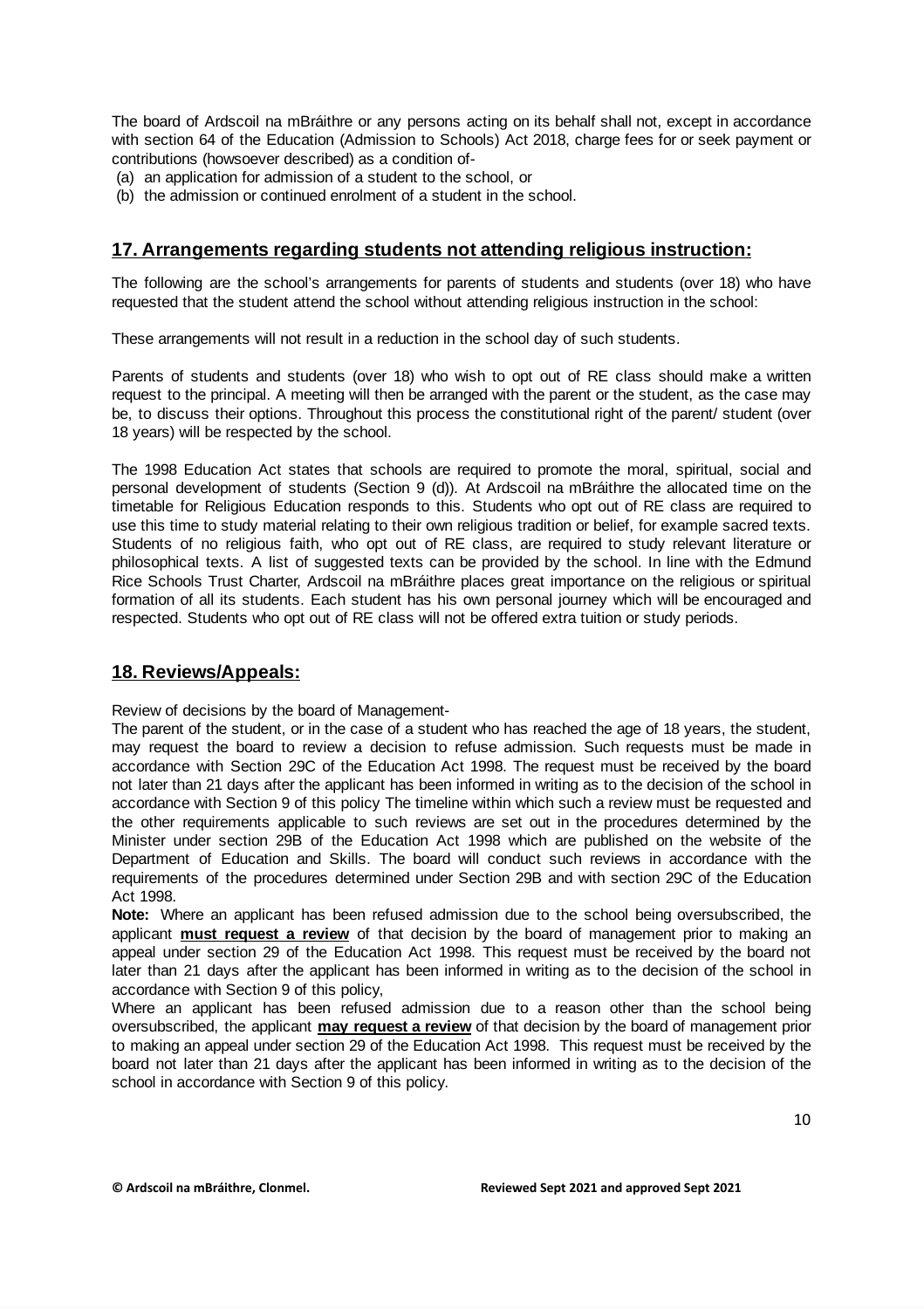The board of Ardscoil na mBráithre or any persons acting on its behalf shall not, except in accordance with section 64 of the Education (Admission to Schools) Act 2018, charge fees for or seek payment or contributions (howsoever described) as a condition of-

(a) an application for admission of a student to the school, or
(b) the admission or continued enrolment of a student in the school.

## 17. Arrangements regarding students not attending religious instruction:

The following are the school's arrangements for parents of students and students (over 18) who have requested that the student attend the school without attending religious instruction in the school:

These arrangements will not result in a reduction in the school day of such students.

Parents of students and students (over 18) who wish to opt out of RE class should make a written request to the principal. A meeting will then be arranged with the parent or the student, as the case may be, to discuss their options. Throughout this process the constitutional right of the parent/ student (over 18 years) will be respected by the school.

The 1998 Education Act states that schools are required to promote the moral, spiritual, social and personal development of students (Section 9 (d)). At Ardscoil na mBráithre the allocated time on the timetable for Religious Education responds to this. Students who opt out of RE class are required to use this time to study material relating to their own religious tradition or belief, for example sacred texts. Students of no religious faith, who opt out of RE class, are required to study relevant literature or philosophical texts. A list of suggested texts can be provided by the school. In line with the Edmund Rice Schools Trust Charter, Ardscoil na mBráithre places great importance on the religious or spiritual formation of all its students. Each student has his own personal journey which will be encouraged and respected. Students who opt out of RE class will not be offered extra tuition or study periods.

## 18. Reviews/Appeals:

Review of decisions by the board of Management-

The parent of the student, or in the case of a student who has reached the age of 18 years, the student, may request the board to review a decision to refuse admission. Such requests must be made in accordance with Section 29C of the Education Act 1998. The request must be received by the board not later than 21 days after the applicant has been informed in writing as to the decision of the school in accordance with Section 9 of this policy The timeline within which such a review must be requested and the other requirements applicable to such reviews are set out in the procedures determined by the Minister under section 29B of the Education Act 1998 which are published on the website of the Department of Education and Skills. The board will conduct such reviews in accordance with the requirements of the procedures determined under Section 29B and with section 29C of the Education Act 1998.

**Note:** Where an applicant has been refused admission due to the school being oversubscribed, the applicant **must request a review** of that decision by the board of management prior to making an appeal under section 29 of the Education Act 1998. This request must be received by the board not later than 21 days after the applicant has been informed in writing as to the decision of the school in accordance with Section 9 of this policy,

Where an applicant has been refused admission due to a reason other than the school being oversubscribed, the applicant **may request a review** of that decision by the board of management prior to making an appeal under section 29 of the Education Act 1998. This request must be received by the board not later than 21 days after the applicant has been informed in writing as to the decision of the school in accordance with Section 9 of this policy.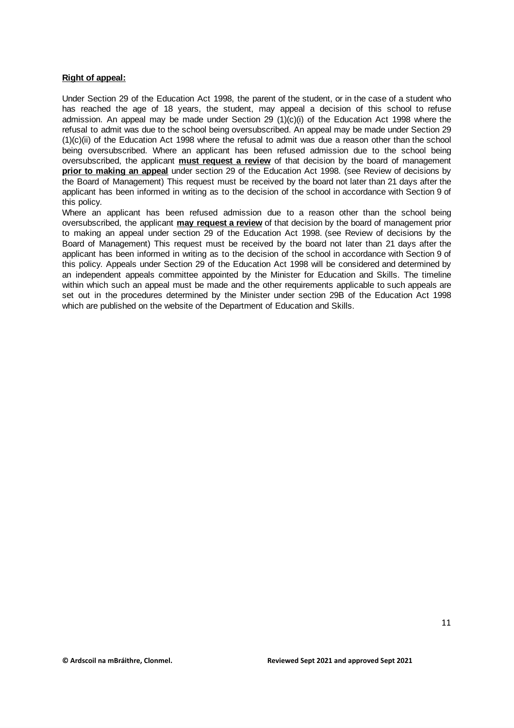**Right of appeal:**

Under Section 29 of the Education Act 1998, the parent of the student, or in the case of a student who has reached the age of 18 years, the student, may appeal a decision of this school to refuse admission. An appeal may be made under Section 29 (1)(c)(i) of the Education Act 1998 where the refusal to admit was due to the school being oversubscribed. An appeal may be made under Section 29 (1)(c)(ii) of the Education Act 1998 where the refusal to admit was due a reason other than the school being oversubscribed. Where an applicant has been refused admission due to the school being oversubscribed, the applicant **must request a review** of that decision by the board of management **prior to making an appeal** under section 29 of the Education Act 1998. (see Review of decisions by the Board of Management) This request must be received by the board not later than 21 days after the applicant has been informed in writing as to the decision of the school in accordance with Section 9 of this policy.

Where an applicant has been refused admission due to a reason other than the school being oversubscribed, the applicant **may request a review** of that decision by the board of management prior to making an appeal under section 29 of the Education Act 1998. (see Review of decisions by the Board of Management) This request must be received by the board not later than 21 days after the applicant has been informed in writing as to the decision of the school in accordance with Section 9 of this policy. Appeals under Section 29 of the Education Act 1998 will be considered and determined by an independent appeals committee appointed by the Minister for Education and Skills. The timeline within which such an appeal must be made and the other requirements applicable to such appeals are set out in the procedures determined by the Minister under section 29B of the Education Act 1998 which are published on the website of the Department of Education and Skills.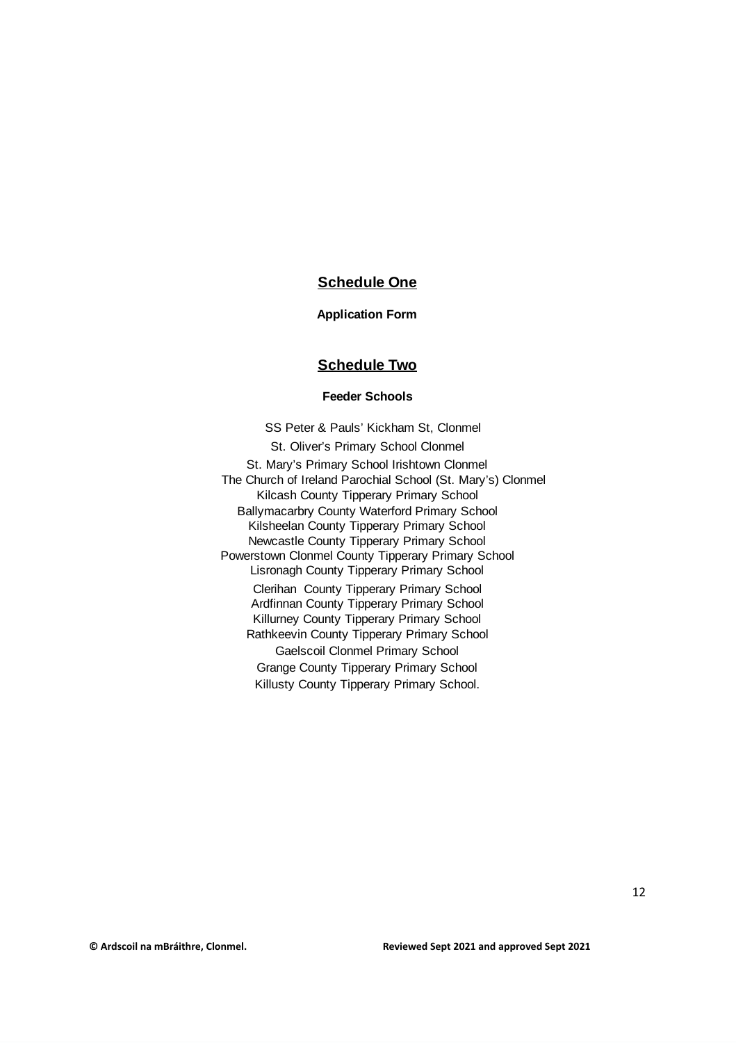## Schedule One

**Application Form**

## Schedule Two

**Feeder Schools**

SS Peter & Pauls' Kickham St, Clonmel
St. Oliver's Primary School Clonmel
St. Mary's Primary School Irishtown Clonmel
The Church of Ireland Parochial School (St. Mary's) Clonmel
Kilcash County Tipperary Primary School
Ballymacarbry County Waterford Primary School
Kilsheelan County Tipperary Primary School
Newcastle County Tipperary Primary School
Powerstown Clonmel County Tipperary Primary School
Lisronagh County Tipperary Primary School
Clerihan County Tipperary Primary School
Ardfinnan County Tipperary Primary School
Killurney County Tipperary Primary School
Rathkeevin County Tipperary Primary School
Gaelscoil Clonmel Primary School
Grange County Tipperary Primary School
Killusty County Tipperary Primary School.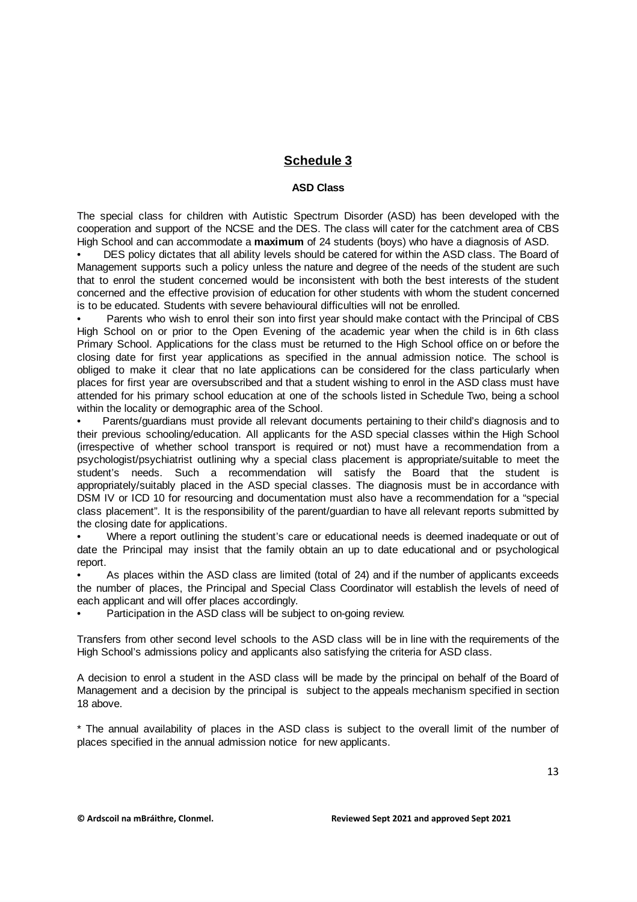## Schedule 3

### ASD Class

The special class for children with Autistic Spectrum Disorder (ASD) has been developed with the cooperation and support of the NCSE and the DES. The class will cater for the catchment area of CBS High School and can accommodate a **maximum** of 24 students (boys) who have a diagnosis of ASD.

- DES policy dictates that all ability levels should be catered for within the ASD class. The Board of Management supports such a policy unless the nature and degree of the needs of the student are such that to enrol the student concerned would be inconsistent with both the best interests of the student concerned and the effective provision of education for other students with whom the student concerned is to be educated. Students with severe behavioural difficulties will not be enrolled.
- Parents who wish to enrol their son into first year should make contact with the Principal of CBS High School on or prior to the Open Evening of the academic year when the child is in 6th class Primary School. Applications for the class must be returned to the High School office on or before the closing date for first year applications as specified in the annual admission notice. The school is obliged to make it clear that no late applications can be considered for the class particularly when places for first year are oversubscribed and that a student wishing to enrol in the ASD class must have attended for his primary school education at one of the schools listed in Schedule Two, being a school within the locality or demographic area of the School.
- Parents/guardians must provide all relevant documents pertaining to their child's diagnosis and to their previous schooling/education. All applicants for the ASD special classes within the High School (irrespective of whether school transport is required or not) must have a recommendation from a psychologist/psychiatrist outlining why a special class placement is appropriate/suitable to meet the student's needs. Such a recommendation will satisfy the Board that the student is appropriately/suitably placed in the ASD special classes. The diagnosis must be in accordance with DSM IV or ICD 10 for resourcing and documentation must also have a recommendation for a "special class placement". It is the responsibility of the parent/guardian to have all relevant reports submitted by the closing date for applications.
- Where a report outlining the student's care or educational needs is deemed inadequate or out of date the Principal may insist that the family obtain an up to date educational and or psychological report.
- As places within the ASD class are limited (total of 24) and if the number of applicants exceeds the number of places, the Principal and Special Class Coordinator will establish the levels of need of each applicant and will offer places accordingly.
- Participation in the ASD class will be subject to on-going review.

Transfers from other second level schools to the ASD class will be in line with the requirements of the High School's admissions policy and applicants also satisfying the criteria for ASD class.

A decision to enrol a student in the ASD class will be made by the principal on behalf of the Board of Management and a decision by the principal is subject to the appeals mechanism specified in section 18 above.

* The annual availability of places in the ASD class is subject to the overall limit of the number of places specified in the annual admission notice for new applicants.